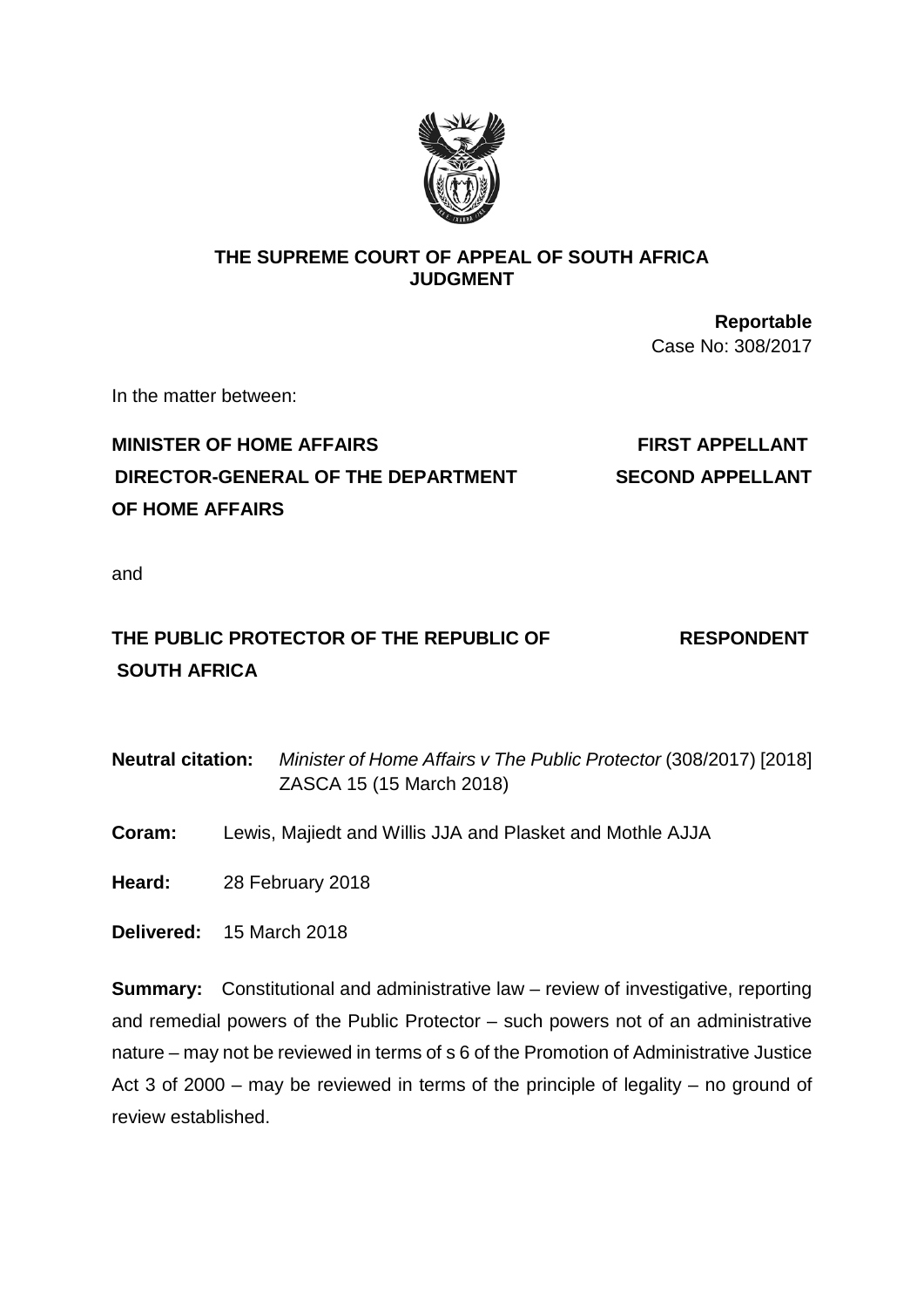**THE SUPREME COURT OF APPEAL OF SOUTH AFRICA**
**JUDGMENT**

**Reportable**
Case No: 308/2017

In the matter between:

| | |
|---|---|
| **MINISTER OF HOME AFFAIRS** | **FIRST APPELLANT** |
| **DIRECTOR-GENERAL OF THE DEPARTMENT OF HOME AFFAIRS** | **SECOND APPELLANT** |

and

| | |
|---|---|
| **THE PUBLIC PROTECTOR OF THE REPUBLIC OF SOUTH AFRICA** | **RESPONDENT** |

**Neutral citation:** *Minister of Home Affairs v The Public Protector* (308/2017) [2018] ZASCA 15 (15 March 2018)

**Coram:** Lewis, Majiedt and Willis JJA and Plasket and Mothle AJJA

**Heard:** 28 February 2018

**Delivered:** 15 March 2018

**Summary:** Constitutional and administrative law – review of investigative, reporting and remedial powers of the Public Protector – such powers not of an administrative nature – may not be reviewed in terms of s 6 of the Promotion of Administrative Justice Act 3 of 2000 – may be reviewed in terms of the principle of legality – no ground of review established.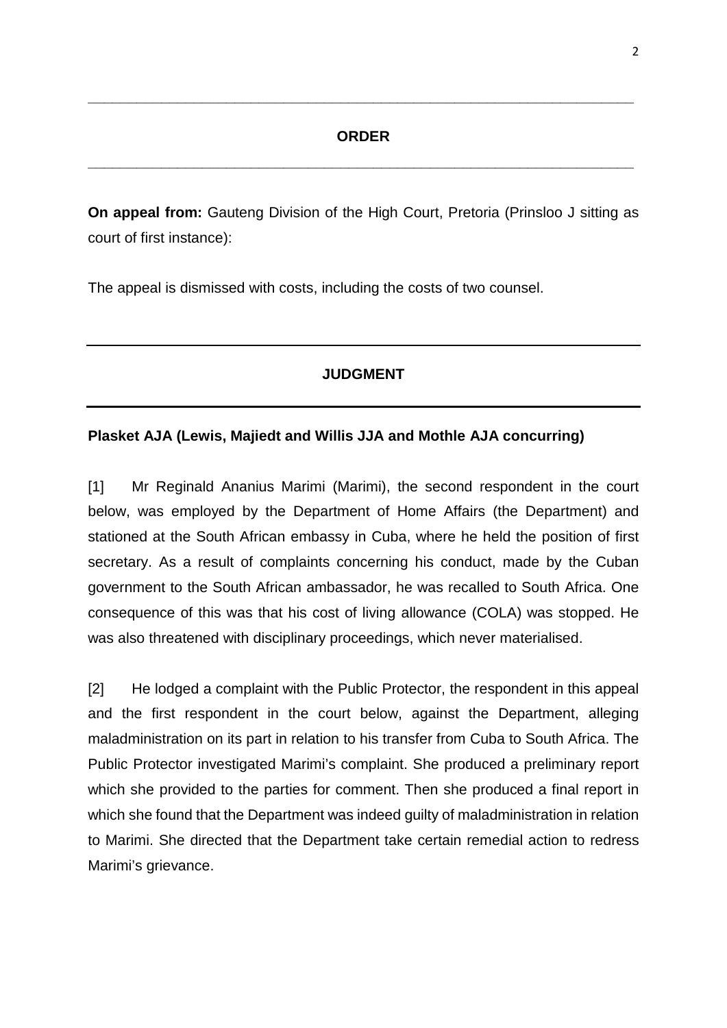## ORDER

**On appeal from:** Gauteng Division of the High Court, Pretoria (Prinsloo J sitting as court of first instance):

The appeal is dismissed with costs, including the costs of two counsel.

## JUDGMENT

**Plasket AJA (Lewis, Majiedt and Willis JJA and Mothle AJA concurring)**

[1] Mr Reginald Ananius Marimi (Marimi), the second respondent in the court below, was employed by the Department of Home Affairs (the Department) and stationed at the South African embassy in Cuba, where he held the position of first secretary. As a result of complaints concerning his conduct, made by the Cuban government to the South African ambassador, he was recalled to South Africa. One consequence of this was that his cost of living allowance (COLA) was stopped. He was also threatened with disciplinary proceedings, which never materialised.

[2] He lodged a complaint with the Public Protector, the respondent in this appeal and the first respondent in the court below, against the Department, alleging maladministration on its part in relation to his transfer from Cuba to South Africa. The Public Protector investigated Marimi's complaint. She produced a preliminary report which she provided to the parties for comment. Then she produced a final report in which she found that the Department was indeed guilty of maladministration in relation to Marimi. She directed that the Department take certain remedial action to redress Marimi's grievance.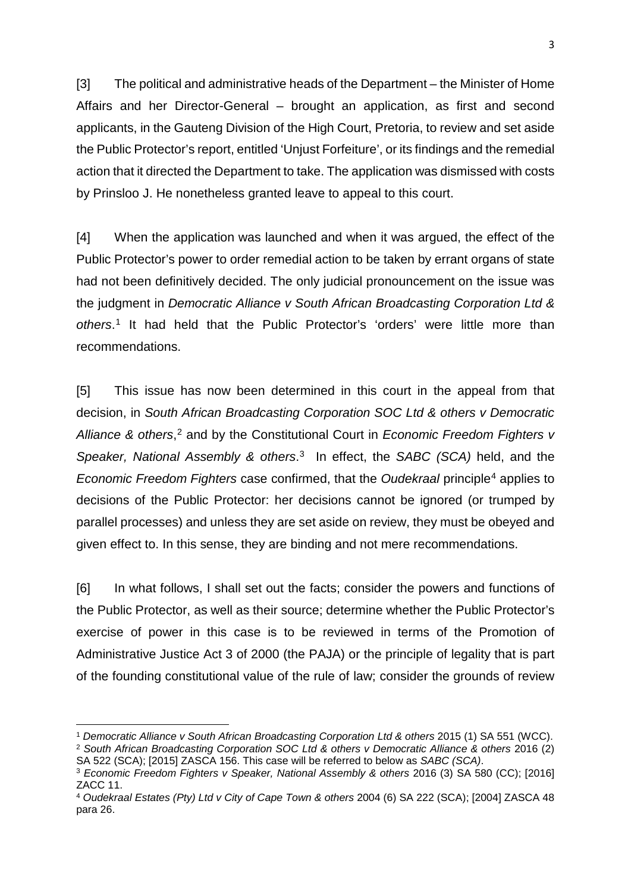[3] The political and administrative heads of the Department – the Minister of Home Affairs and her Director-General – brought an application, as first and second applicants, in the Gauteng Division of the High Court, Pretoria, to review and set aside the Public Protector's report, entitled 'Unjust Forfeiture', or its findings and the remedial action that it directed the Department to take. The application was dismissed with costs by Prinsloo J. He nonetheless granted leave to appeal to this court.

[4] When the application was launched and when it was argued, the effect of the Public Protector's power to order remedial action to be taken by errant organs of state had not been definitively decided. The only judicial pronouncement on the issue was the judgment in *Democratic Alliance v South African Broadcasting Corporation Ltd & others*.[1] It had held that the Public Protector's 'orders' were little more than recommendations.

[5] This issue has now been determined in this court in the appeal from that decision, in *South African Broadcasting Corporation SOC Ltd & others v Democratic Alliance & others*,[2] and by the Constitutional Court in *Economic Freedom Fighters v Speaker, National Assembly & others*.[3] In effect, the *SABC (SCA)* held, and the *Economic Freedom Fighters* case confirmed, that the *Oudekraal* principle[4] applies to decisions of the Public Protector: her decisions cannot be ignored (or trumped by parallel processes) and unless they are set aside on review, they must be obeyed and given effect to. In this sense, they are binding and not mere recommendations.

[6] In what follows, I shall set out the facts; consider the powers and functions of the Public Protector, as well as their source; determine whether the Public Protector's exercise of power in this case is to be reviewed in terms of the Promotion of Administrative Justice Act 3 of 2000 (the PAJA) or the principle of legality that is part of the founding constitutional value of the rule of law; consider the grounds of review

---

[1] *Democratic Alliance v South African Broadcasting Corporation Ltd & others* 2015 (1) SA 551 (WCC).

[2] *South African Broadcasting Corporation SOC Ltd & others v Democratic Alliance & others* 2016 (2) SA 522 (SCA); [2015] ZASCA 156. This case will be referred to below as *SABC (SCA)*.

[3] *Economic Freedom Fighters v Speaker, National Assembly & others* 2016 (3) SA 580 (CC); [2016] ZACC 11.

[4] *Oudekraal Estates (Pty) Ltd v City of Cape Town & others* 2004 (6) SA 222 (SCA); [2004] ZASCA 48 para 26.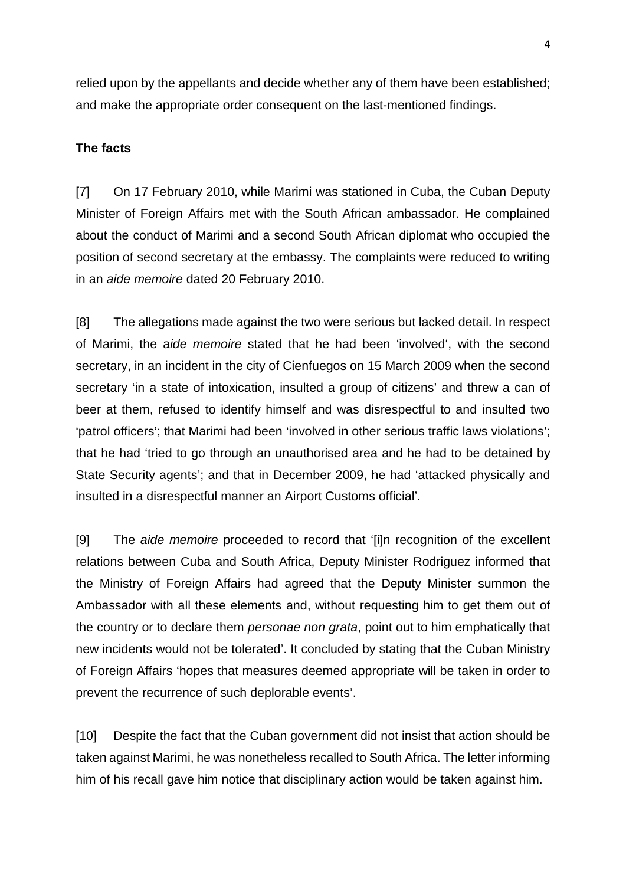relied upon by the appellants and decide whether any of them have been established; and make the appropriate order consequent on the last-mentioned findings.

**The facts**

[7] On 17 February 2010, while Marimi was stationed in Cuba, the Cuban Deputy Minister of Foreign Affairs met with the South African ambassador. He complained about the conduct of Marimi and a second South African diplomat who occupied the position of second secretary at the embassy. The complaints were reduced to writing in an *aide memoire* dated 20 February 2010.

[8] The allegations made against the two were serious but lacked detail. In respect of Marimi, the a*ide memoire* stated that he had been 'involved', with the second secretary, in an incident in the city of Cienfuegos on 15 March 2009 when the second secretary 'in a state of intoxication, insulted a group of citizens' and threw a can of beer at them, refused to identify himself and was disrespectful to and insulted two 'patrol officers'; that Marimi had been 'involved in other serious traffic laws violations'; that he had 'tried to go through an unauthorised area and he had to be detained by State Security agents'; and that in December 2009, he had 'attacked physically and insulted in a disrespectful manner an Airport Customs official'.

[9] The *aide memoire* proceeded to record that '[i]n recognition of the excellent relations between Cuba and South Africa, Deputy Minister Rodriguez informed that the Ministry of Foreign Affairs had agreed that the Deputy Minister summon the Ambassador with all these elements and, without requesting him to get them out of the country or to declare them *personae non grata*, point out to him emphatically that new incidents would not be tolerated'. It concluded by stating that the Cuban Ministry of Foreign Affairs 'hopes that measures deemed appropriate will be taken in order to prevent the recurrence of such deplorable events'.

[10] Despite the fact that the Cuban government did not insist that action should be taken against Marimi, he was nonetheless recalled to South Africa. The letter informing him of his recall gave him notice that disciplinary action would be taken against him.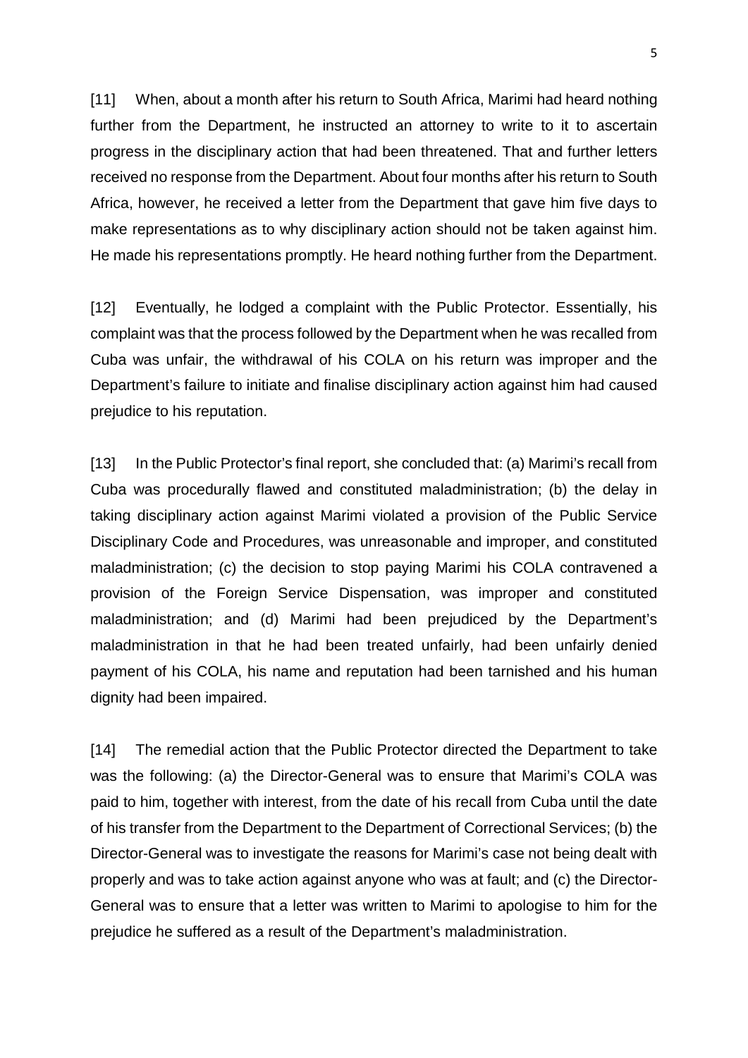[11] When, about a month after his return to South Africa, Marimi had heard nothing further from the Department, he instructed an attorney to write to it to ascertain progress in the disciplinary action that had been threatened. That and further letters received no response from the Department. About four months after his return to South Africa, however, he received a letter from the Department that gave him five days to make representations as to why disciplinary action should not be taken against him. He made his representations promptly. He heard nothing further from the Department.

[12] Eventually, he lodged a complaint with the Public Protector. Essentially, his complaint was that the process followed by the Department when he was recalled from Cuba was unfair, the withdrawal of his COLA on his return was improper and the Department's failure to initiate and finalise disciplinary action against him had caused prejudice to his reputation.

[13] In the Public Protector's final report, she concluded that: (a) Marimi's recall from Cuba was procedurally flawed and constituted maladministration; (b) the delay in taking disciplinary action against Marimi violated a provision of the Public Service Disciplinary Code and Procedures, was unreasonable and improper, and constituted maladministration; (c) the decision to stop paying Marimi his COLA contravened a provision of the Foreign Service Dispensation, was improper and constituted maladministration; and (d) Marimi had been prejudiced by the Department's maladministration in that he had been treated unfairly, had been unfairly denied payment of his COLA, his name and reputation had been tarnished and his human dignity had been impaired.

[14] The remedial action that the Public Protector directed the Department to take was the following: (a) the Director-General was to ensure that Marimi's COLA was paid to him, together with interest, from the date of his recall from Cuba until the date of his transfer from the Department to the Department of Correctional Services; (b) the Director-General was to investigate the reasons for Marimi's case not being dealt with properly and was to take action against anyone who was at fault; and (c) the Director-General was to ensure that a letter was written to Marimi to apologise to him for the prejudice he suffered as a result of the Department's maladministration.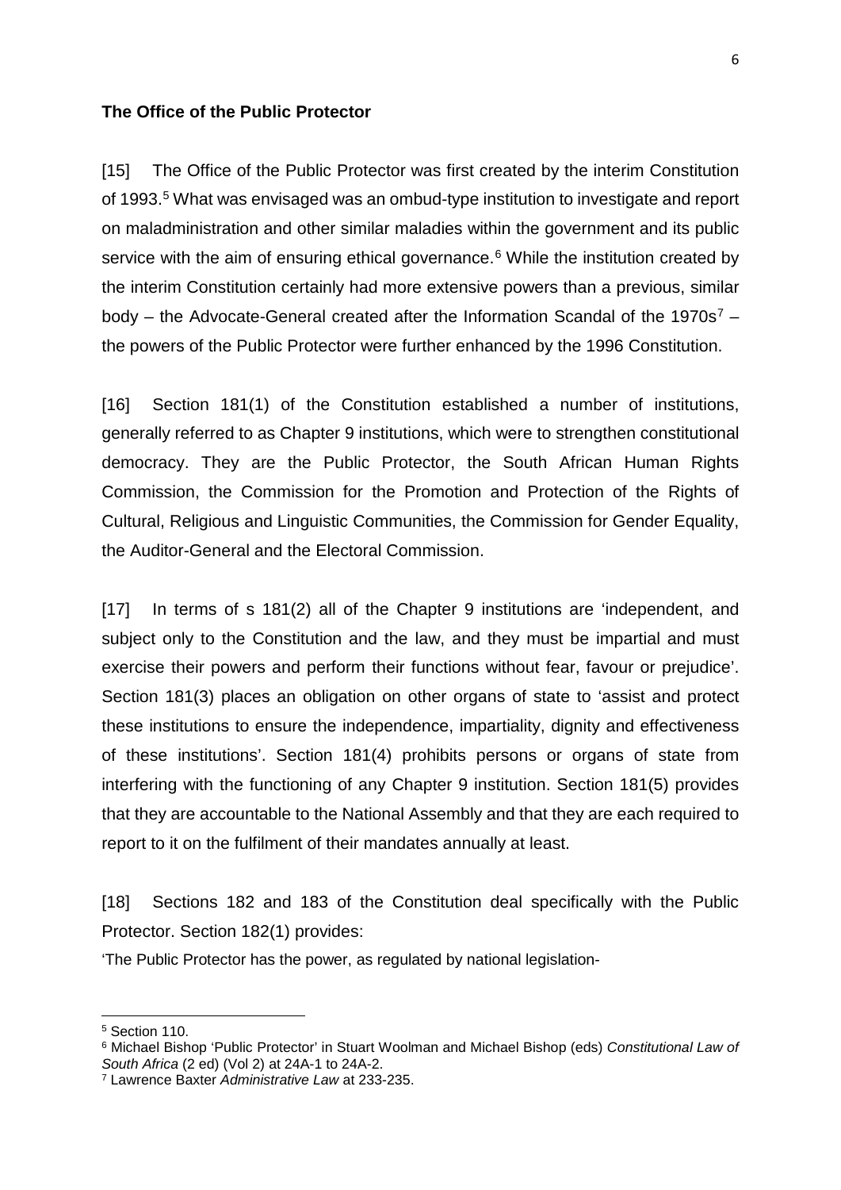**The Office of the Public Protector**

[15] The Office of the Public Protector was first created by the interim Constitution of 1993.[5] What was envisaged was an ombud-type institution to investigate and report on maladministration and other similar maladies within the government and its public service with the aim of ensuring ethical governance.[6] While the institution created by the interim Constitution certainly had more extensive powers than a previous, similar body – the Advocate-General created after the Information Scandal of the 1970s[7] – the powers of the Public Protector were further enhanced by the 1996 Constitution.

[16] Section 181(1) of the Constitution established a number of institutions, generally referred to as Chapter 9 institutions, which were to strengthen constitutional democracy. They are the Public Protector, the South African Human Rights Commission, the Commission for the Promotion and Protection of the Rights of Cultural, Religious and Linguistic Communities, the Commission for Gender Equality, the Auditor-General and the Electoral Commission.

[17] In terms of s 181(2) all of the Chapter 9 institutions are 'independent, and subject only to the Constitution and the law, and they must be impartial and must exercise their powers and perform their functions without fear, favour or prejudice'. Section 181(3) places an obligation on other organs of state to 'assist and protect these institutions to ensure the independence, impartiality, dignity and effectiveness of these institutions'. Section 181(4) prohibits persons or organs of state from interfering with the functioning of any Chapter 9 institution. Section 181(5) provides that they are accountable to the National Assembly and that they are each required to report to it on the fulfilment of their mandates annually at least.

[18] Sections 182 and 183 of the Constitution deal specifically with the Public Protector. Section 182(1) provides:

'The Public Protector has the power, as regulated by national legislation-

---

[5] Section 110.

[6] Michael Bishop 'Public Protector' in Stuart Woolman and Michael Bishop (eds) *Constitutional Law of South Africa* (2 ed) (Vol 2) at 24A-1 to 24A-2.

[7] Lawrence Baxter *Administrative Law* at 233-235.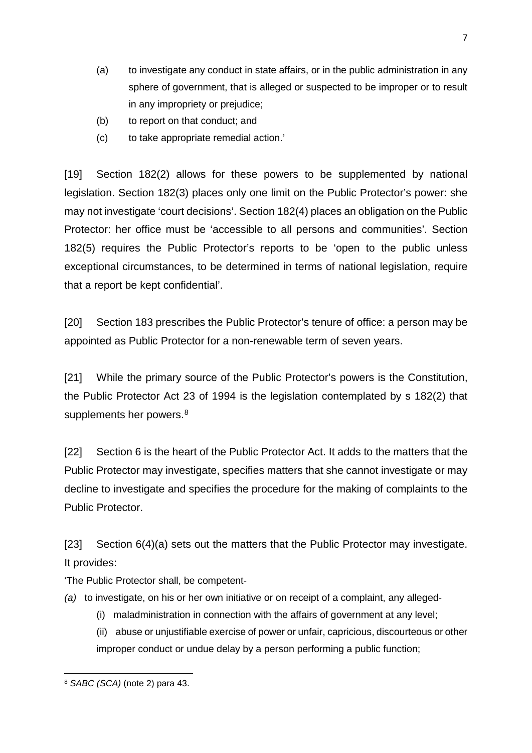(a) to investigate any conduct in state affairs, or in the public administration in any sphere of government, that is alleged or suspected to be improper or to result in any impropriety or prejudice;

(b) to report on that conduct; and

(c) to take appropriate remedial action.'

[19] Section 182(2) allows for these powers to be supplemented by national legislation. Section 182(3) places only one limit on the Public Protector's power: she may not investigate 'court decisions'. Section 182(4) places an obligation on the Public Protector: her office must be 'accessible to all persons and communities'. Section 182(5) requires the Public Protector's reports to be 'open to the public unless exceptional circumstances, to be determined in terms of national legislation, require that a report be kept confidential'.

[20] Section 183 prescribes the Public Protector's tenure of office: a person may be appointed as Public Protector for a non-renewable term of seven years.

[21] While the primary source of the Public Protector's powers is the Constitution, the Public Protector Act 23 of 1994 is the legislation contemplated by s 182(2) that supplements her powers.[8]

[22] Section 6 is the heart of the Public Protector Act. It adds to the matters that the Public Protector may investigate, specifies matters that she cannot investigate or may decline to investigate and specifies the procedure for the making of complaints to the Public Protector.

[23] Section 6(4)(a) sets out the matters that the Public Protector may investigate. It provides:

'The Public Protector shall, be competent-

*(a)* to investigate, on his or her own initiative or on receipt of a complaint, any alleged-

(i) maladministration in connection with the affairs of government at any level;

(ii) abuse or unjustifiable exercise of power or unfair, capricious, discourteous or other improper conduct or undue delay by a person performing a public function;

---

[8] *SABC (SCA)* (note 2) para 43.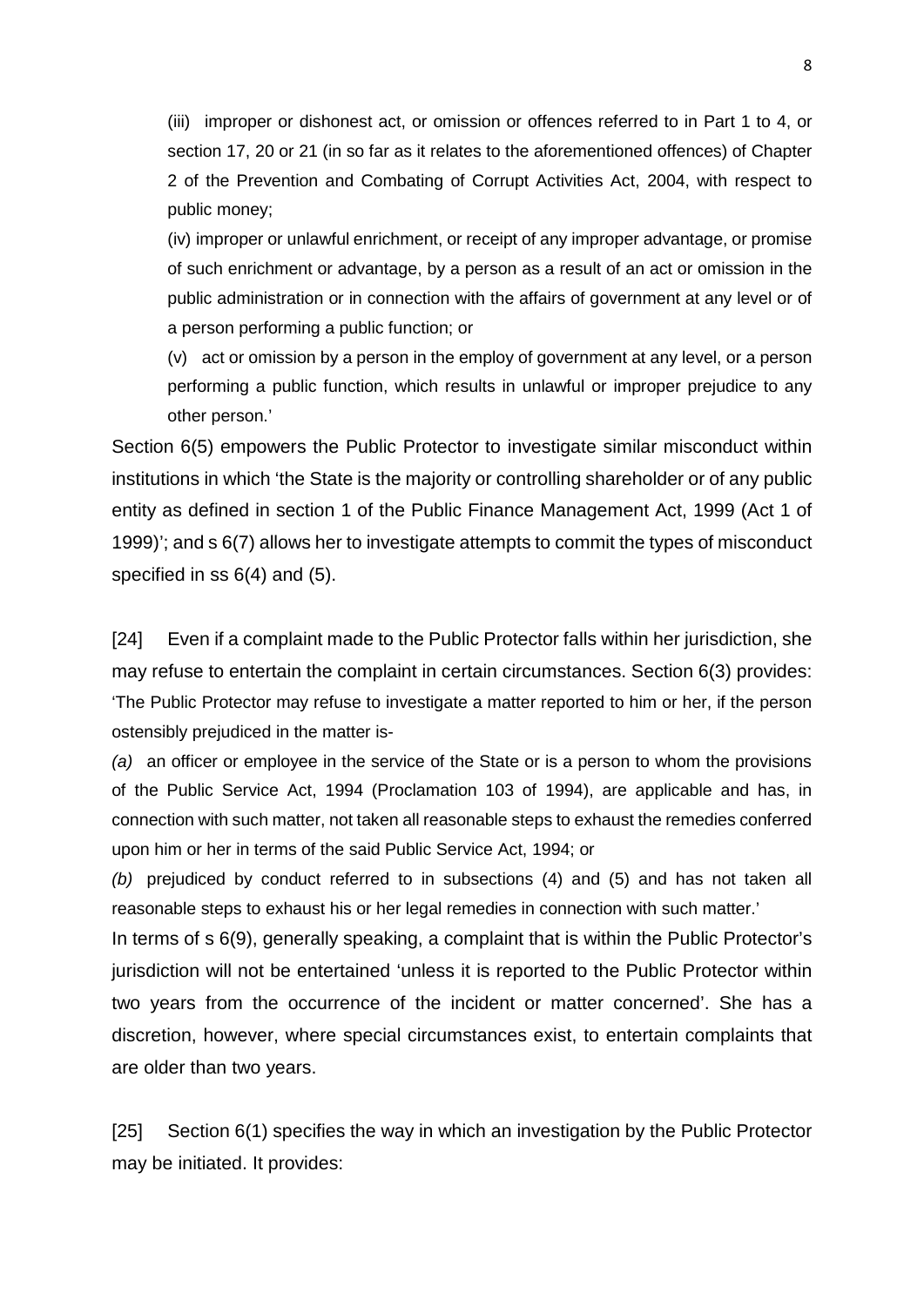(iii) improper or dishonest act, or omission or offences referred to in Part 1 to 4, or section 17, 20 or 21 (in so far as it relates to the aforementioned offences) of Chapter 2 of the Prevention and Combating of Corrupt Activities Act, 2004, with respect to public money;

(iv) improper or unlawful enrichment, or receipt of any improper advantage, or promise of such enrichment or advantage, by a person as a result of an act or omission in the public administration or in connection with the affairs of government at any level or of a person performing a public function; or

(v) act or omission by a person in the employ of government at any level, or a person performing a public function, which results in unlawful or improper prejudice to any other person.'

Section 6(5) empowers the Public Protector to investigate similar misconduct within institutions in which 'the State is the majority or controlling shareholder or of any public entity as defined in section 1 of the Public Finance Management Act, 1999 (Act 1 of 1999)'; and s 6(7) allows her to investigate attempts to commit the types of misconduct specified in ss 6(4) and (5).

[24] Even if a complaint made to the Public Protector falls within her jurisdiction, she may refuse to entertain the complaint in certain circumstances. Section 6(3) provides:

'The Public Protector may refuse to investigate a matter reported to him or her, if the person ostensibly prejudiced in the matter is-

*(a)* an officer or employee in the service of the State or is a person to whom the provisions of the Public Service Act, 1994 (Proclamation 103 of 1994), are applicable and has, in connection with such matter, not taken all reasonable steps to exhaust the remedies conferred upon him or her in terms of the said Public Service Act, 1994; or

*(b)* prejudiced by conduct referred to in subsections (4) and (5) and has not taken all reasonable steps to exhaust his or her legal remedies in connection with such matter.'

In terms of s 6(9), generally speaking, a complaint that is within the Public Protector's jurisdiction will not be entertained 'unless it is reported to the Public Protector within two years from the occurrence of the incident or matter concerned'. She has a discretion, however, where special circumstances exist, to entertain complaints that are older than two years.

[25] Section 6(1) specifies the way in which an investigation by the Public Protector may be initiated. It provides: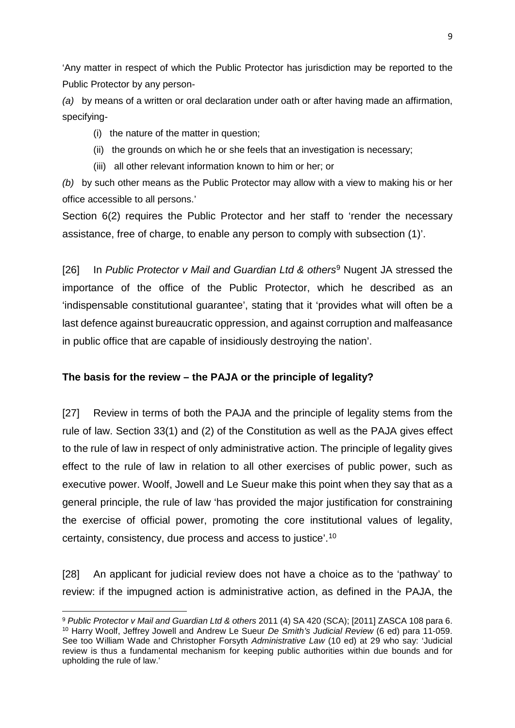'Any matter in respect of which the Public Protector has jurisdiction may be reported to the Public Protector by any person-

*(a)* by means of a written or oral declaration under oath or after having made an affirmation, specifying-

(i) the nature of the matter in question;

(ii) the grounds on which he or she feels that an investigation is necessary;

(iii) all other relevant information known to him or her; or

*(b)* by such other means as the Public Protector may allow with a view to making his or her office accessible to all persons.'

Section 6(2) requires the Public Protector and her staff to 'render the necessary assistance, free of charge, to enable any person to comply with subsection (1)'.

[26] In *Public Protector v Mail and Guardian Ltd & others*[9] Nugent JA stressed the importance of the office of the Public Protector, which he described as an 'indispensable constitutional guarantee', stating that it 'provides what will often be a last defence against bureaucratic oppression, and against corruption and malfeasance in public office that are capable of insidiously destroying the nation'.

**The basis for the review – the PAJA or the principle of legality?**

[27] Review in terms of both the PAJA and the principle of legality stems from the rule of law. Section 33(1) and (2) of the Constitution as well as the PAJA gives effect to the rule of law in respect of only administrative action. The principle of legality gives effect to the rule of law in relation to all other exercises of public power, such as executive power. Woolf, Jowell and Le Sueur make this point when they say that as a general principle, the rule of law 'has provided the major justification for constraining the exercise of official power, promoting the core institutional values of legality, certainty, consistency, due process and access to justice'.[10]

[28] An applicant for judicial review does not have a choice as to the 'pathway' to review: if the impugned action is administrative action, as defined in the PAJA, the

[9] *Public Protector v Mail and Guardian Ltd & others* 2011 (4) SA 420 (SCA); [2011] ZASCA 108 para 6.

[10] Harry Woolf, Jeffrey Jowell and Andrew Le Sueur *De Smith's Judicial Review* (6 ed) para 11-059. See too William Wade and Christopher Forsyth *Administrative Law* (10 ed) at 29 who say: 'Judicial review is thus a fundamental mechanism for keeping public authorities within due bounds and for upholding the rule of law.'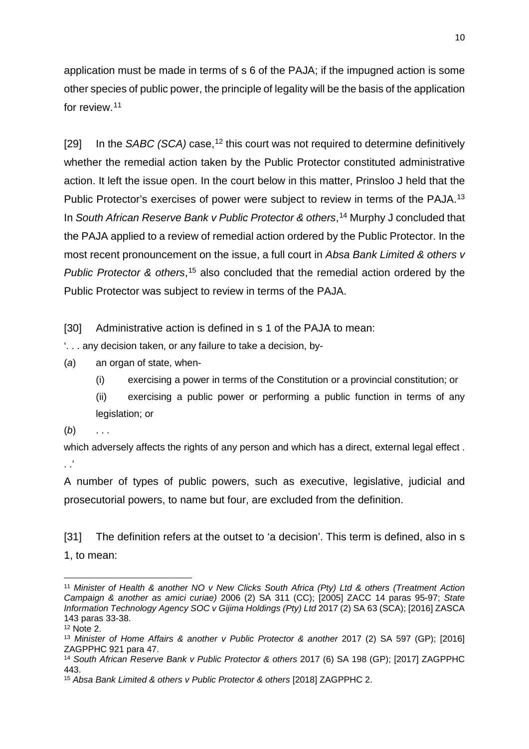application must be made in terms of s 6 of the PAJA; if the impugned action is some other species of public power, the principle of legality will be the basis of the application for review.[11]

[29] In the *SABC (SCA)* case,[12] this court was not required to determine definitively whether the remedial action taken by the Public Protector constituted administrative action. It left the issue open. In the court below in this matter, Prinsloo J held that the Public Protector's exercises of power were subject to review in terms of the PAJA.[13] In *South African Reserve Bank v Public Protector & others*,[14] Murphy J concluded that the PAJA applied to a review of remedial action ordered by the Public Protector. In the most recent pronouncement on the issue, a full court in *Absa Bank Limited & others v Public Protector & others*,[15] also concluded that the remedial action ordered by the Public Protector was subject to review in terms of the PAJA.

[30] Administrative action is defined in s 1 of the PAJA to mean:

'. . . any decision taken, or any failure to take a decision, by-

(*a*) an organ of state, when-

(i) exercising a power in terms of the Constitution or a provincial constitution; or

(ii) exercising a public power or performing a public function in terms of any legislation; or

(*b*) . . .

which adversely affects the rights of any person and which has a direct, external legal effect . . .'

A number of types of public powers, such as executive, legislative, judicial and prosecutorial powers, to name but four, are excluded from the definition.

[31] The definition refers at the outset to 'a decision'. This term is defined, also in s 1, to mean:

---

[11] *Minister of Health & another NO v New Clicks South Africa (Pty) Ltd & others (Treatment Action Campaign & another as amici curiae)* 2006 (2) SA 311 (CC); [2005] ZACC 14 paras 95-97; *State Information Technology Agency SOC v Gijima Holdings (Pty) Ltd* 2017 (2) SA 63 (SCA); [2016] ZASCA 143 paras 33-38.

[12] Note 2.

[13] *Minister of Home Affairs & another v Public Protector & another* 2017 (2) SA 597 (GP); [2016] ZAGPPHC 921 para 47.

[14] *South African Reserve Bank v Public Protector & others* 2017 (6) SA 198 (GP); [2017] ZAGPPHC 443.

[15] *Absa Bank Limited & others v Public Protector & others* [2018] ZAGPPHC 2.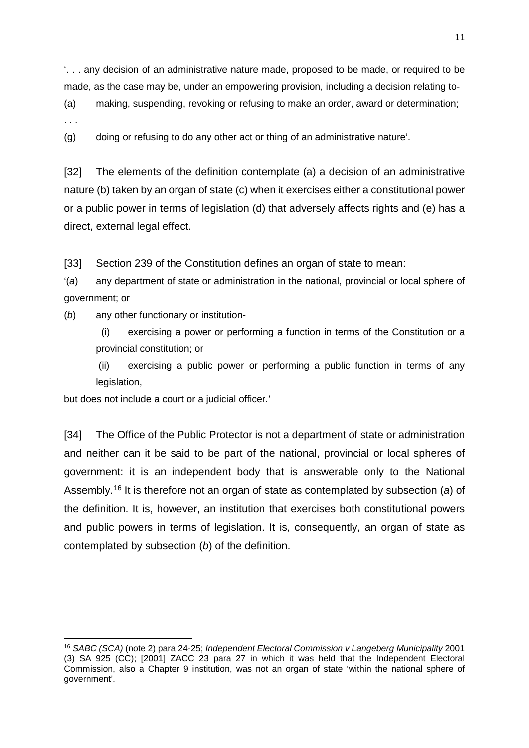'. . . any decision of an administrative nature made, proposed to be made, or required to be made, as the case may be, under an empowering provision, including a decision relating to-

(a) making, suspending, revoking or refusing to make an order, award or determination;

. . .

(g) doing or refusing to do any other act or thing of an administrative nature'.

[32] The elements of the definition contemplate (a) a decision of an administrative nature (b) taken by an organ of state (c) when it exercises either a constitutional power or a public power in terms of legislation (d) that adversely affects rights and (e) has a direct, external legal effect.

[33] Section 239 of the Constitution defines an organ of state to mean:

'(*a*) any department of state or administration in the national, provincial or local sphere of government; or

(*b*) any other functionary or institution-

(i) exercising a power or performing a function in terms of the Constitution or a provincial constitution; or

(ii) exercising a public power or performing a public function in terms of any legislation,

but does not include a court or a judicial officer.'

[34] The Office of the Public Protector is not a department of state or administration and neither can it be said to be part of the national, provincial or local spheres of government: it is an independent body that is answerable only to the National Assembly.[16] It is therefore not an organ of state as contemplated by subsection (*a*) of the definition. It is, however, an institution that exercises both constitutional powers and public powers in terms of legislation. It is, consequently, an organ of state as contemplated by subsection (*b*) of the definition.

---

[16] *SABC (SCA)* (note 2) para 24-25; *Independent Electoral Commission v Langeberg Municipality* 2001 (3) SA 925 (CC); [2001] ZACC 23 para 27 in which it was held that the Independent Electoral Commission, also a Chapter 9 institution, was not an organ of state 'within the national sphere of government'.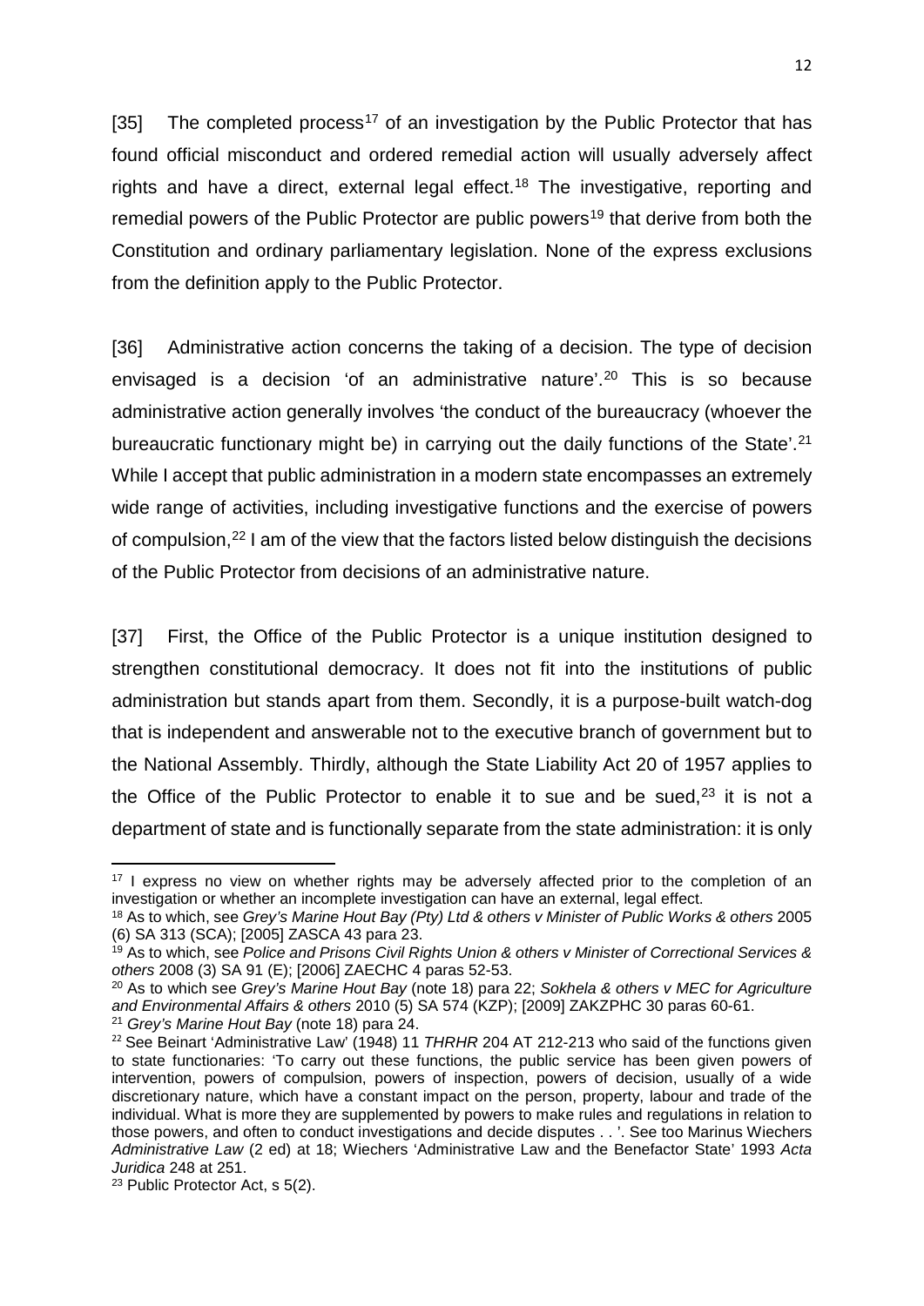[35] The completed process[17] of an investigation by the Public Protector that has found official misconduct and ordered remedial action will usually adversely affect rights and have a direct, external legal effect.[18] The investigative, reporting and remedial powers of the Public Protector are public powers[19] that derive from both the Constitution and ordinary parliamentary legislation. None of the express exclusions from the definition apply to the Public Protector.

[36] Administrative action concerns the taking of a decision. The type of decision envisaged is a decision 'of an administrative nature'.[20] This is so because administrative action generally involves 'the conduct of the bureaucracy (whoever the bureaucratic functionary might be) in carrying out the daily functions of the State'.[21] While I accept that public administration in a modern state encompasses an extremely wide range of activities, including investigative functions and the exercise of powers of compulsion,[22] I am of the view that the factors listed below distinguish the decisions of the Public Protector from decisions of an administrative nature.

[37] First, the Office of the Public Protector is a unique institution designed to strengthen constitutional democracy. It does not fit into the institutions of public administration but stands apart from them. Secondly, it is a purpose-built watch-dog that is independent and answerable not to the executive branch of government but to the National Assembly. Thirdly, although the State Liability Act 20 of 1957 applies to the Office of the Public Protector to enable it to sue and be sued,[23] it is not a department of state and is functionally separate from the state administration: it is only

---

[17] I express no view on whether rights may be adversely affected prior to the completion of an investigation or whether an incomplete investigation can have an external, legal effect.

[18] As to which, see *Grey's Marine Hout Bay (Pty) Ltd & others v Minister of Public Works & others* 2005 (6) SA 313 (SCA); [2005] ZASCA 43 para 23.

[19] As to which, see *Police and Prisons Civil Rights Union & others v Minister of Correctional Services & others* 2008 (3) SA 91 (E); [2006] ZAECHC 4 paras 52-53.

[20] As to which see *Grey's Marine Hout Bay* (note 18) para 22; *Sokhela & others v MEC for Agriculture and Environmental Affairs & others* 2010 (5) SA 574 (KZP); [2009] ZAKZPHC 30 paras 60-61.

[21] *Grey's Marine Hout Bay* (note 18) para 24.

[22] See Beinart 'Administrative Law' (1948) 11 *THRHR* 204 AT 212-213 who said of the functions given to state functionaries: 'To carry out these functions, the public service has been given powers of intervention, powers of compulsion, powers of inspection, powers of decision, usually of a wide discretionary nature, which have a constant impact on the person, property, labour and trade of the individual. What is more they are supplemented by powers to make rules and regulations in relation to those powers, and often to conduct investigations and decide disputes . . '. See too Marinus Wiechers *Administrative Law* (2 ed) at 18; Wiechers 'Administrative Law and the Benefactor State' 1993 *Acta Juridica* 248 at 251.

[23] Public Protector Act, s 5(2).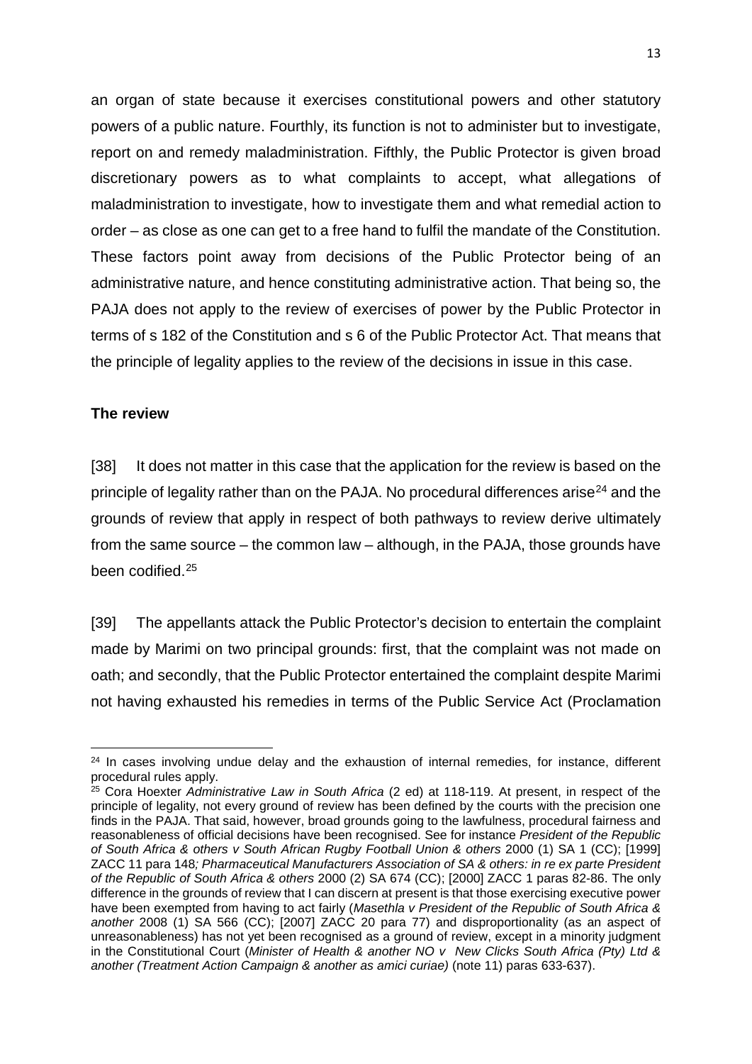an organ of state because it exercises constitutional powers and other statutory powers of a public nature. Fourthly, its function is not to administer but to investigate, report on and remedy maladministration. Fifthly, the Public Protector is given broad discretionary powers as to what complaints to accept, what allegations of maladministration to investigate, how to investigate them and what remedial action to order – as close as one can get to a free hand to fulfil the mandate of the Constitution. These factors point away from decisions of the Public Protector being of an administrative nature, and hence constituting administrative action. That being so, the PAJA does not apply to the review of exercises of power by the Public Protector in terms of s 182 of the Constitution and s 6 of the Public Protector Act. That means that the principle of legality applies to the review of the decisions in issue in this case.

**The review**

[38] It does not matter in this case that the application for the review is based on the principle of legality rather than on the PAJA. No procedural differences arise[24] and the grounds of review that apply in respect of both pathways to review derive ultimately from the same source – the common law – although, in the PAJA, those grounds have been codified.[25]

[39] The appellants attack the Public Protector's decision to entertain the complaint made by Marimi on two principal grounds: first, that the complaint was not made on oath; and secondly, that the Public Protector entertained the complaint despite Marimi not having exhausted his remedies in terms of the Public Service Act (Proclamation

---

[24] In cases involving undue delay and the exhaustion of internal remedies, for instance, different procedural rules apply.

[25] Cora Hoexter *Administrative Law in South Africa* (2 ed) at 118-119. At present, in respect of the principle of legality, not every ground of review has been defined by the courts with the precision one finds in the PAJA. That said, however, broad grounds going to the lawfulness, procedural fairness and reasonableness of official decisions have been recognised. See for instance *President of the Republic of South Africa & others v South African Rugby Football Union & others* 2000 (1) SA 1 (CC); [1999] ZACC 11 para 148*; Pharmaceutical Manufacturers Association of SA & others: in re ex parte President of the Republic of South Africa & others* 2000 (2) SA 674 (CC); [2000] ZACC 1 paras 82-86. The only difference in the grounds of review that I can discern at present is that those exercising executive power have been exempted from having to act fairly (*Masethla v President of the Republic of South Africa & another* 2008 (1) SA 566 (CC); [2007] ZACC 20 para 77) and disproportionality (as an aspect of unreasonableness) has not yet been recognised as a ground of review, except in a minority judgment in the Constitutional Court (*Minister of Health & another NO v New Clicks South Africa (Pty) Ltd & another (Treatment Action Campaign & another as amici curiae)* (note 11) paras 633-637).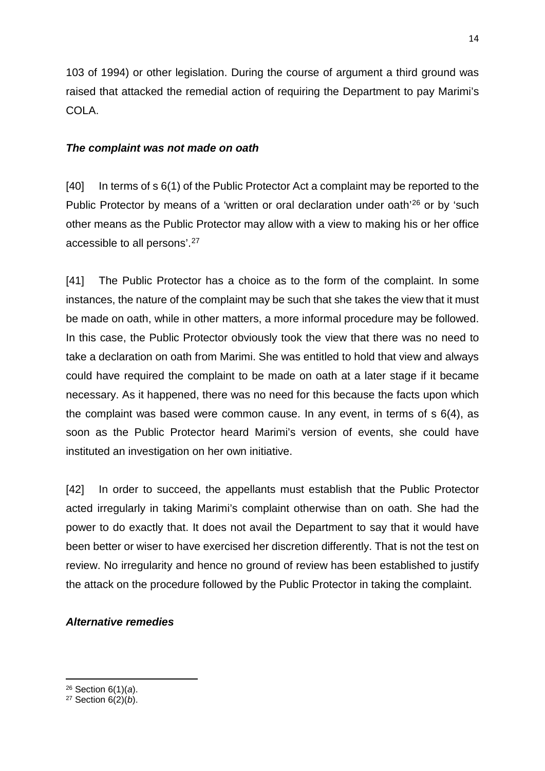103 of 1994) or other legislation. During the course of argument a third ground was raised that attacked the remedial action of requiring the Department to pay Marimi's COLA.

***The complaint was not made on oath***

[40] In terms of s 6(1) of the Public Protector Act a complaint may be reported to the Public Protector by means of a 'written or oral declaration under oath'[26] or by 'such other means as the Public Protector may allow with a view to making his or her office accessible to all persons'.[27]

[41] The Public Protector has a choice as to the form of the complaint. In some instances, the nature of the complaint may be such that she takes the view that it must be made on oath, while in other matters, a more informal procedure may be followed. In this case, the Public Protector obviously took the view that there was no need to take a declaration on oath from Marimi. She was entitled to hold that view and always could have required the complaint to be made on oath at a later stage if it became necessary. As it happened, there was no need for this because the facts upon which the complaint was based were common cause. In any event, in terms of s 6(4), as soon as the Public Protector heard Marimi's version of events, she could have instituted an investigation on her own initiative.

[42] In order to succeed, the appellants must establish that the Public Protector acted irregularly in taking Marimi's complaint otherwise than on oath. She had the power to do exactly that. It does not avail the Department to say that it would have been better or wiser to have exercised her discretion differently. That is not the test on review. No irregularity and hence no ground of review has been established to justify the attack on the procedure followed by the Public Protector in taking the complaint.

***Alternative remedies***

---

[26] Section 6(1)(*a*).

[27] Section 6(2)(*b*).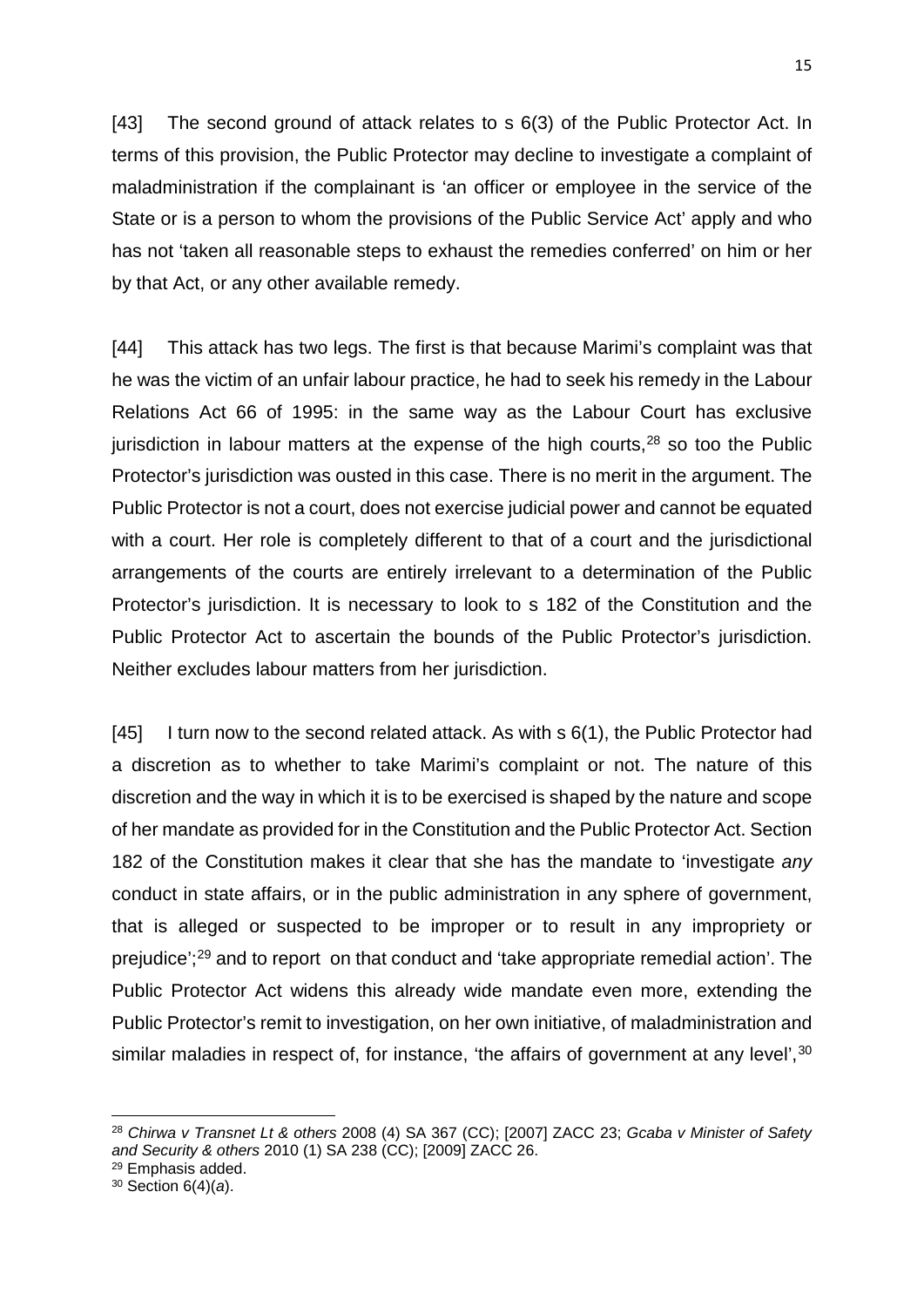[43] The second ground of attack relates to s 6(3) of the Public Protector Act. In terms of this provision, the Public Protector may decline to investigate a complaint of maladministration if the complainant is 'an officer or employee in the service of the State or is a person to whom the provisions of the Public Service Act' apply and who has not 'taken all reasonable steps to exhaust the remedies conferred' on him or her by that Act, or any other available remedy.

[44] This attack has two legs. The first is that because Marimi's complaint was that he was the victim of an unfair labour practice, he had to seek his remedy in the Labour Relations Act 66 of 1995: in the same way as the Labour Court has exclusive jurisdiction in labour matters at the expense of the high courts,[28] so too the Public Protector's jurisdiction was ousted in this case. There is no merit in the argument. The Public Protector is not a court, does not exercise judicial power and cannot be equated with a court. Her role is completely different to that of a court and the jurisdictional arrangements of the courts are entirely irrelevant to a determination of the Public Protector's jurisdiction. It is necessary to look to s 182 of the Constitution and the Public Protector Act to ascertain the bounds of the Public Protector's jurisdiction. Neither excludes labour matters from her jurisdiction.

[45] I turn now to the second related attack. As with s 6(1), the Public Protector had a discretion as to whether to take Marimi's complaint or not. The nature of this discretion and the way in which it is to be exercised is shaped by the nature and scope of her mandate as provided for in the Constitution and the Public Protector Act. Section 182 of the Constitution makes it clear that she has the mandate to 'investigate *any* conduct in state affairs, or in the public administration in any sphere of government, that is alleged or suspected to be improper or to result in any impropriety or prejudice';[29] and to report on that conduct and 'take appropriate remedial action'. The Public Protector Act widens this already wide mandate even more, extending the Public Protector's remit to investigation, on her own initiative, of maladministration and similar maladies in respect of, for instance, 'the affairs of government at any level',[30]

---

[28] *Chirwa v Transnet Lt & others* 2008 (4) SA 367 (CC); [2007] ZACC 23; *Gcaba v Minister of Safety and Security & others* 2010 (1) SA 238 (CC); [2009] ZACC 26.

[29] Emphasis added.

[30] Section 6(4)(*a*).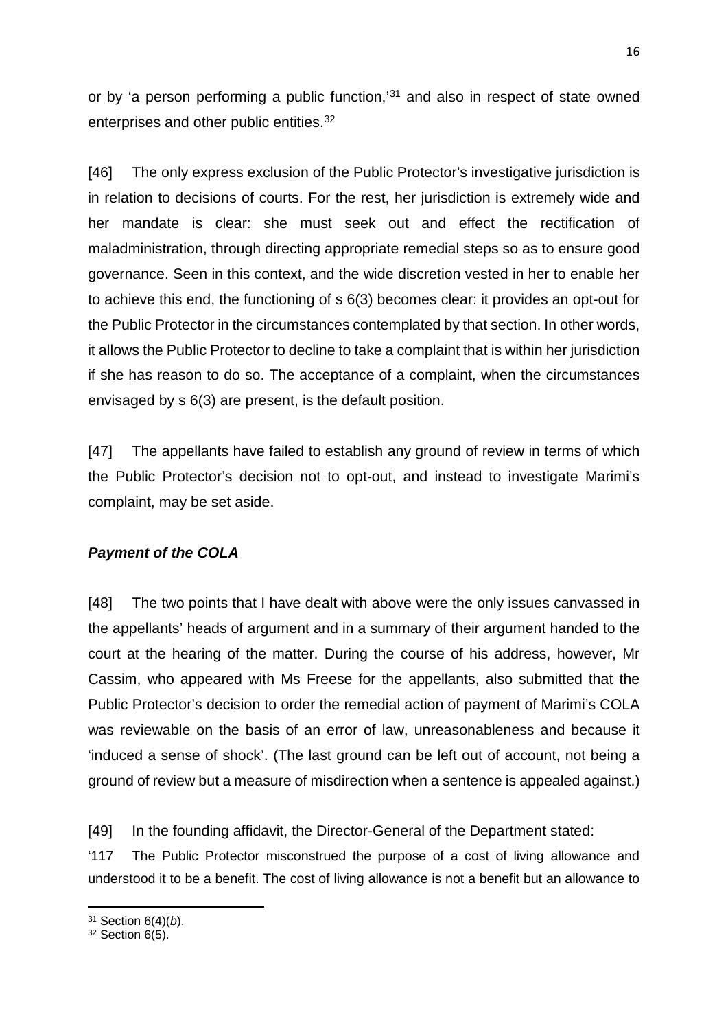or by 'a person performing a public function,'[31] and also in respect of state owned enterprises and other public entities.[32]

[46] The only express exclusion of the Public Protector's investigative jurisdiction is in relation to decisions of courts. For the rest, her jurisdiction is extremely wide and her mandate is clear: she must seek out and effect the rectification of maladministration, through directing appropriate remedial steps so as to ensure good governance. Seen in this context, and the wide discretion vested in her to enable her to achieve this end, the functioning of s 6(3) becomes clear: it provides an opt-out for the Public Protector in the circumstances contemplated by that section. In other words, it allows the Public Protector to decline to take a complaint that is within her jurisdiction if she has reason to do so. The acceptance of a complaint, when the circumstances envisaged by s 6(3) are present, is the default position.

[47] The appellants have failed to establish any ground of review in terms of which the Public Protector's decision not to opt-out, and instead to investigate Marimi's complaint, may be set aside.

***Payment of the COLA***

[48] The two points that I have dealt with above were the only issues canvassed in the appellants' heads of argument and in a summary of their argument handed to the court at the hearing of the matter. During the course of his address, however, Mr Cassim, who appeared with Ms Freese for the appellants, also submitted that the Public Protector's decision to order the remedial action of payment of Marimi's COLA was reviewable on the basis of an error of law, unreasonableness and because it 'induced a sense of shock'. (The last ground can be left out of account, not being a ground of review but a measure of misdirection when a sentence is appealed against.)

[49] In the founding affidavit, the Director-General of the Department stated:

'117 The Public Protector misconstrued the purpose of a cost of living allowance and understood it to be a benefit. The cost of living allowance is not a benefit but an allowance to

---

[31] Section 6(4)(*b*).

[32] Section 6(5).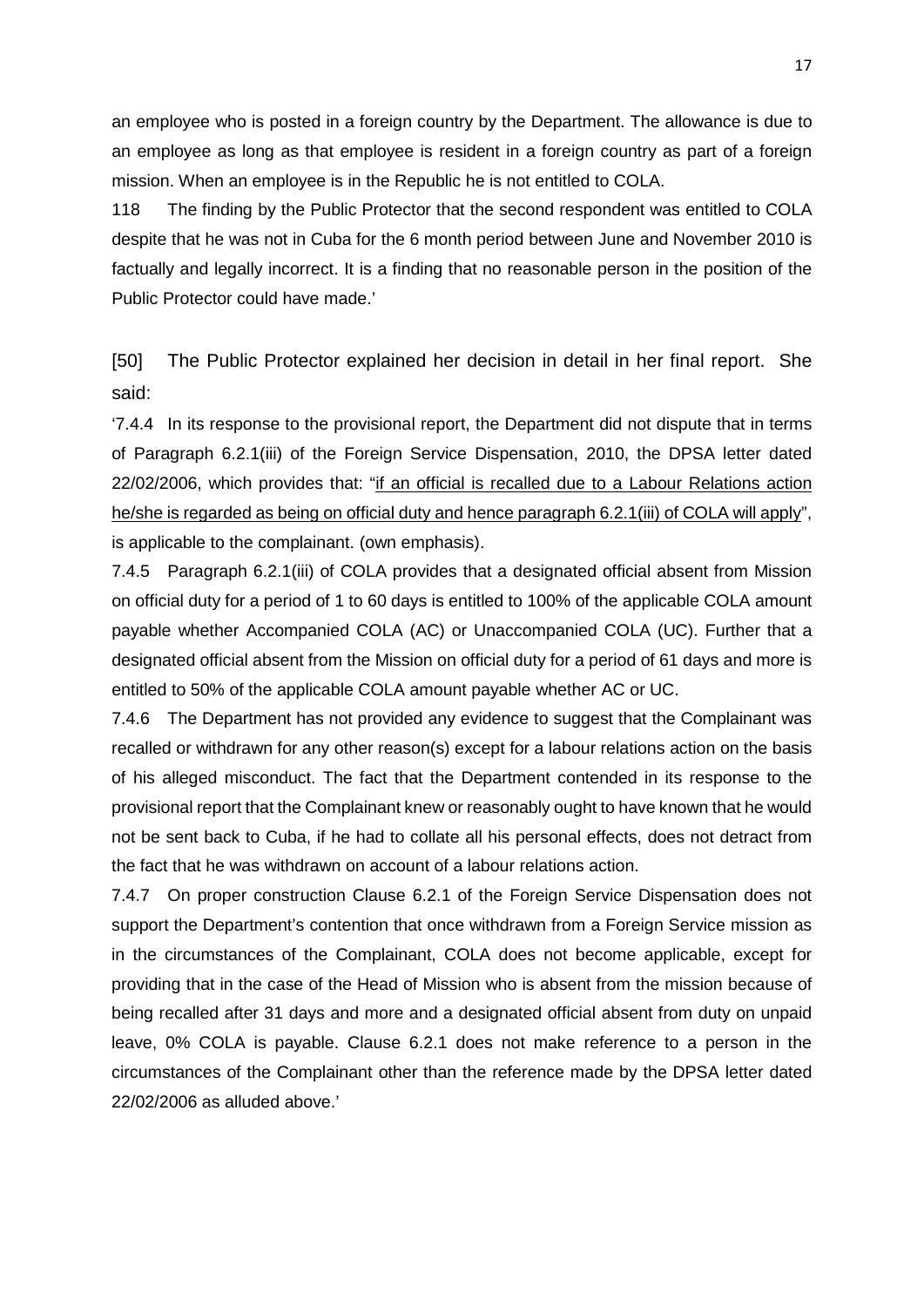an employee who is posted in a foreign country by the Department. The allowance is due to an employee as long as that employee is resident in a foreign country as part of a foreign mission. When an employee is in the Republic he is not entitled to COLA.

118 The finding by the Public Protector that the second respondent was entitled to COLA despite that he was not in Cuba for the 6 month period between June and November 2010 is factually and legally incorrect. It is a finding that no reasonable person in the position of the Public Protector could have made.'

[50] The Public Protector explained her decision in detail in her final report. She said:

'7.4.4 In its response to the provisional report, the Department did not dispute that in terms of Paragraph 6.2.1(iii) of the Foreign Service Dispensation, 2010, the DPSA letter dated 22/02/2006, which provides that: "<u>if an official is recalled due to a Labour Relations action he/she is regarded as being on official duty and hence paragraph 6.2.1(iii) of COLA will apply</u>", is applicable to the complainant. (own emphasis).

7.4.5 Paragraph 6.2.1(iii) of COLA provides that a designated official absent from Mission on official duty for a period of 1 to 60 days is entitled to 100% of the applicable COLA amount payable whether Accompanied COLA (AC) or Unaccompanied COLA (UC). Further that a designated official absent from the Mission on official duty for a period of 61 days and more is entitled to 50% of the applicable COLA amount payable whether AC or UC.

7.4.6 The Department has not provided any evidence to suggest that the Complainant was recalled or withdrawn for any other reason(s) except for a labour relations action on the basis of his alleged misconduct. The fact that the Department contended in its response to the provisional report that the Complainant knew or reasonably ought to have known that he would not be sent back to Cuba, if he had to collate all his personal effects, does not detract from the fact that he was withdrawn on account of a labour relations action.

7.4.7 On proper construction Clause 6.2.1 of the Foreign Service Dispensation does not support the Department's contention that once withdrawn from a Foreign Service mission as in the circumstances of the Complainant, COLA does not become applicable, except for providing that in the case of the Head of Mission who is absent from the mission because of being recalled after 31 days and more and a designated official absent from duty on unpaid leave, 0% COLA is payable. Clause 6.2.1 does not make reference to a person in the circumstances of the Complainant other than the reference made by the DPSA letter dated 22/02/2006 as alluded above.'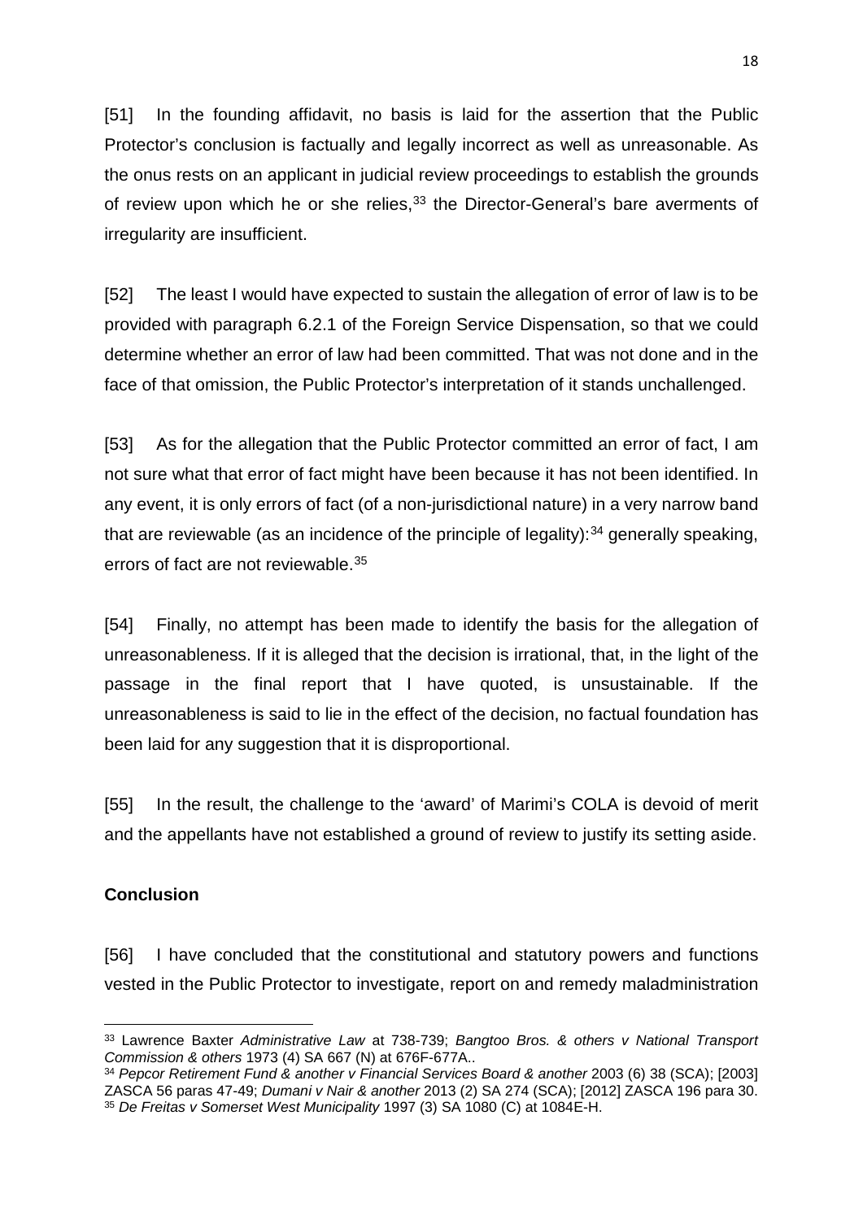[51] In the founding affidavit, no basis is laid for the assertion that the Public Protector's conclusion is factually and legally incorrect as well as unreasonable. As the onus rests on an applicant in judicial review proceedings to establish the grounds of review upon which he or she relies,[33] the Director-General's bare averments of irregularity are insufficient.

[52] The least I would have expected to sustain the allegation of error of law is to be provided with paragraph 6.2.1 of the Foreign Service Dispensation, so that we could determine whether an error of law had been committed. That was not done and in the face of that omission, the Public Protector's interpretation of it stands unchallenged.

[53] As for the allegation that the Public Protector committed an error of fact, I am not sure what that error of fact might have been because it has not been identified. In any event, it is only errors of fact (of a non-jurisdictional nature) in a very narrow band that are reviewable (as an incidence of the principle of legality):[34] generally speaking, errors of fact are not reviewable.[35]

[54] Finally, no attempt has been made to identify the basis for the allegation of unreasonableness. If it is alleged that the decision is irrational, that, in the light of the passage in the final report that I have quoted, is unsustainable. If the unreasonableness is said to lie in the effect of the decision, no factual foundation has been laid for any suggestion that it is disproportional.

[55] In the result, the challenge to the 'award' of Marimi's COLA is devoid of merit and the appellants have not established a ground of review to justify its setting aside.

**Conclusion**

[56] I have concluded that the constitutional and statutory powers and functions vested in the Public Protector to investigate, report on and remedy maladministration

---

[33] Lawrence Baxter *Administrative Law* at 738-739; *Bangtoo Bros. & others v National Transport Commission & others* 1973 (4) SA 667 (N) at 676F-677A..

[34] *Pepcor Retirement Fund & another v Financial Services Board & another* 2003 (6) 38 (SCA); [2003] ZASCA 56 paras 47-49; *Dumani v Nair & another* 2013 (2) SA 274 (SCA); [2012] ZASCA 196 para 30.

[35] *De Freitas v Somerset West Municipality* 1997 (3) SA 1080 (C) at 1084E-H.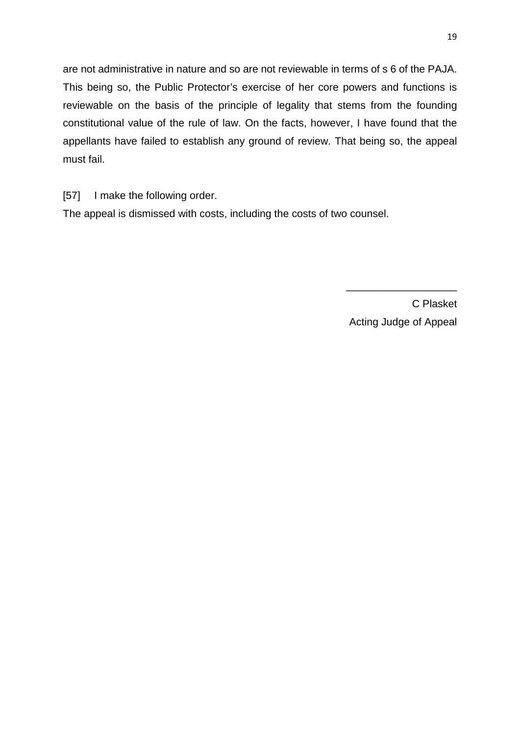are not administrative in nature and so are not reviewable in terms of s 6 of the PAJA. This being so, the Public Protector's exercise of her core powers and functions is reviewable on the basis of the principle of legality that stems from the founding constitutional value of the rule of law. On the facts, however, I have found that the appellants have failed to establish any ground of review. That being so, the appeal must fail.

[57] I make the following order.

The appeal is dismissed with costs, including the costs of two counsel.

\_\_\_\_\_\_\_\_\_\_\_\_\_\_\_\_\_\_\_

C Plasket

Acting Judge of Appeal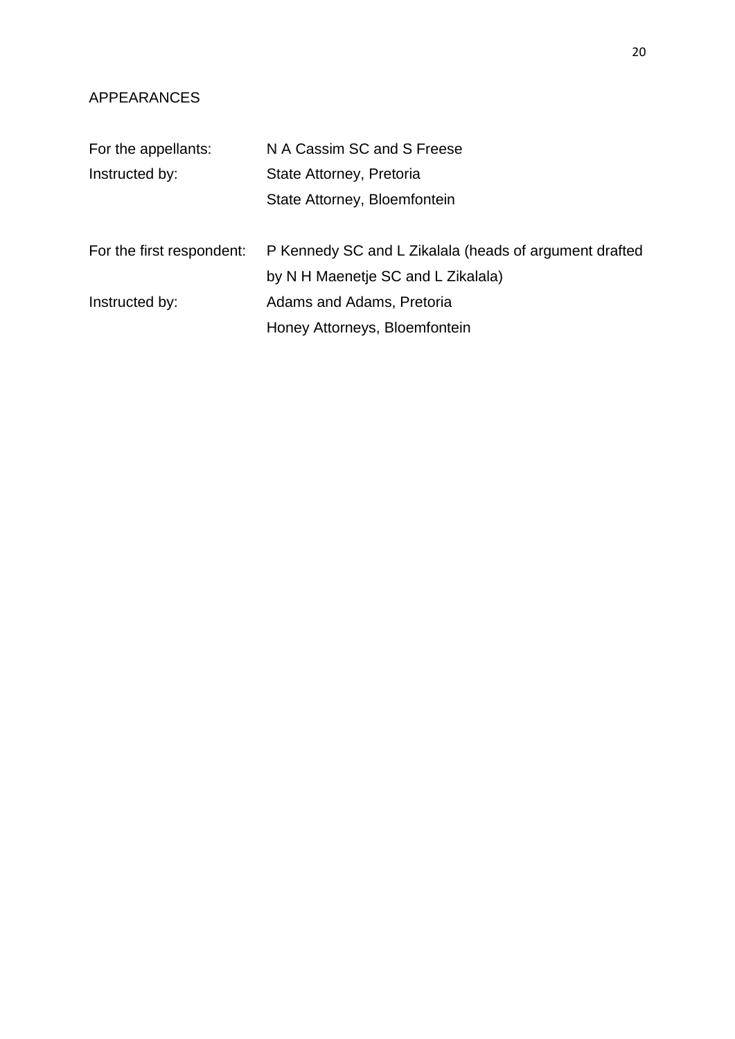APPEARANCES

| | |
|---|---|
| For the appellants: | N A Cassim SC and S Freese |
| Instructed by: | State Attorney, Pretoria |
| | State Attorney, Bloemfontein |
| For the first respondent: | P Kennedy SC and L Zikalala (heads of argument drafted by N H Maenetje SC and L Zikalala) |
| Instructed by: | Adams and Adams, Pretoria |
| | Honey Attorneys, Bloemfontein |